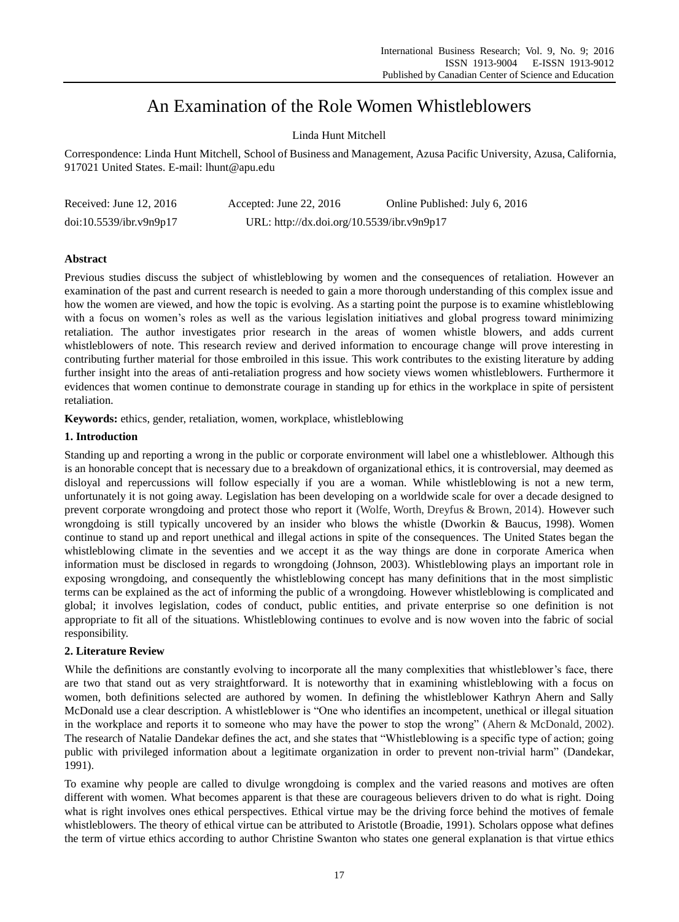# An Examination of the Role Women Whistleblowers

Linda Hunt Mitchell

Correspondence: Linda Hunt Mitchell, School of Business and Management, Azusa Pacific University, Azusa, California, 917021 United States. E-mail: lhunt@apu.edu

| | | |
|---|---|---|
| Received: June 12, 2016 | Accepted: June 22, 2016 | Online Published: July 6, 2016 |
| doi:10.5539/ibr.v9n9p17 | URL: http://dx.doi.org/10.5539/ibr.v9n9p17 | |

**Abstract**

Previous studies discuss the subject of whistleblowing by women and the consequences of retaliation. However an examination of the past and current research is needed to gain a more thorough understanding of this complex issue and how the women are viewed, and how the topic is evolving. As a starting point the purpose is to examine whistleblowing with a focus on women's roles as well as the various legislation initiatives and global progress toward minimizing retaliation. The author investigates prior research in the areas of women whistle blowers, and adds current whistleblowers of note. This research review and derived information to encourage change will prove interesting in contributing further material for those embroiled in this issue. This work contributes to the existing literature by adding further insight into the areas of anti-retaliation progress and how society views women whistleblowers. Furthermore it evidences that women continue to demonstrate courage in standing up for ethics in the workplace in spite of persistent retaliation.

**Keywords:** ethics, gender, retaliation, women, workplace, whistleblowing

## 1. Introduction

Standing up and reporting a wrong in the public or corporate environment will label one a whistleblower. Although this is an honorable concept that is necessary due to a breakdown of organizational ethics, it is controversial, may deemed as disloyal and repercussions will follow especially if you are a woman. While whistleblowing is not a new term, unfortunately it is not going away. Legislation has been developing on a worldwide scale for over a decade designed to prevent corporate wrongdoing and protect those who report it (Wolfe, Worth, Dreyfus & Brown, 2014). However such wrongdoing is still typically uncovered by an insider who blows the whistle (Dworkin & Baucus, 1998). Women continue to stand up and report unethical and illegal actions in spite of the consequences. The United States began the whistleblowing climate in the seventies and we accept it as the way things are done in corporate America when information must be disclosed in regards to wrongdoing (Johnson, 2003). Whistleblowing plays an important role in exposing wrongdoing, and consequently the whistleblowing concept has many definitions that in the most simplistic terms can be explained as the act of informing the public of a wrongdoing. However whistleblowing is complicated and global; it involves legislation, codes of conduct, public entities, and private enterprise so one definition is not appropriate to fit all of the situations. Whistleblowing continues to evolve and is now woven into the fabric of social responsibility.

## 2. Literature Review

While the definitions are constantly evolving to incorporate all the many complexities that whistleblower's face, there are two that stand out as very straightforward. It is noteworthy that in examining whistleblowing with a focus on women, both definitions selected are authored by women. In defining the whistleblower Kathryn Ahern and Sally McDonald use a clear description. A whistleblower is "One who identifies an incompetent, unethical or illegal situation in the workplace and reports it to someone who may have the power to stop the wrong" (Ahern & McDonald, 2002). The research of Natalie Dandekar defines the act, and she states that "Whistleblowing is a specific type of action; going public with privileged information about a legitimate organization in order to prevent non-trivial harm" (Dandekar, 1991).

To examine why people are called to divulge wrongdoing is complex and the varied reasons and motives are often different with women. What becomes apparent is that these are courageous believers driven to do what is right. Doing what is right involves ones ethical perspectives. Ethical virtue may be the driving force behind the motives of female whistleblowers. The theory of ethical virtue can be attributed to Aristotle (Broadie, 1991). Scholars oppose what defines the term of virtue ethics according to author Christine Swanton who states one general explanation is that virtue ethics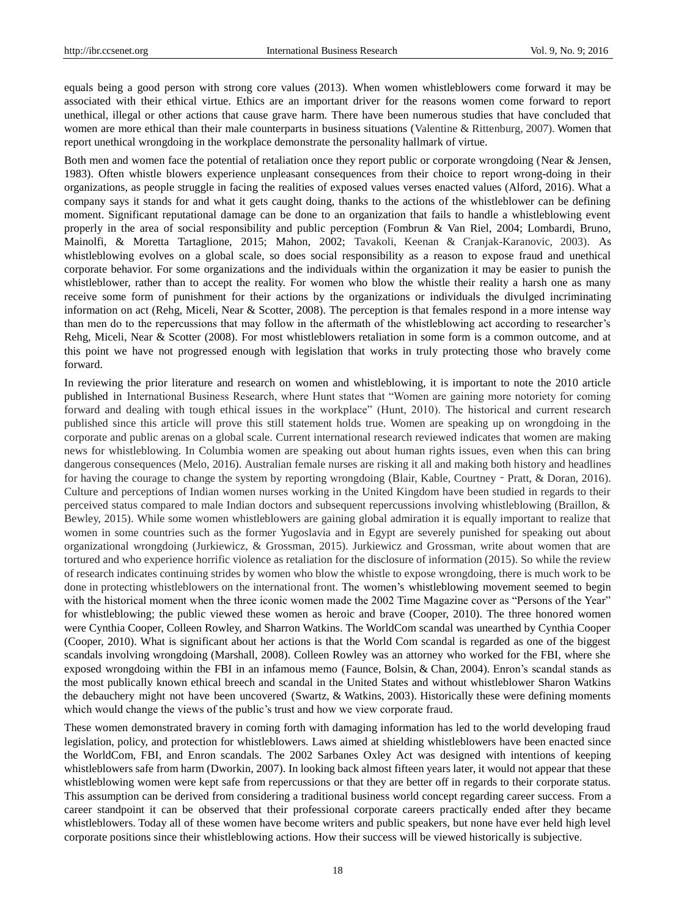equals being a good person with strong core values (2013). When women whistleblowers come forward it may be associated with their ethical virtue. Ethics are an important driver for the reasons women come forward to report unethical, illegal or other actions that cause grave harm. There have been numerous studies that have concluded that women are more ethical than their male counterparts in business situations (Valentine & Rittenburg, 2007). Women that report unethical wrongdoing in the workplace demonstrate the personality hallmark of virtue.

Both men and women face the potential of retaliation once they report public or corporate wrongdoing (Near & Jensen, 1983). Often whistle blowers experience unpleasant consequences from their choice to report wrong-doing in their organizations, as people struggle in facing the realities of exposed values verses enacted values (Alford, 2016). What a company says it stands for and what it gets caught doing, thanks to the actions of the whistleblower can be defining moment. Significant reputational damage can be done to an organization that fails to handle a whistleblowing event properly in the area of social responsibility and public perception (Fombrun & Van Riel, 2004; Lombardi, Bruno, Mainolfi, & Moretta Tartaglione, 2015; Mahon, 2002; Tavakoli, Keenan & Cranjak-Karanovic, 2003). As whistleblowing evolves on a global scale, so does social responsibility as a reason to expose fraud and unethical corporate behavior. For some organizations and the individuals within the organization it may be easier to punish the whistleblower, rather than to accept the reality. For women who blow the whistle their reality a harsh one as many receive some form of punishment for their actions by the organizations or individuals the divulged incriminating information on act (Rehg, Miceli, Near & Scotter, 2008). The perception is that females respond in a more intense way than men do to the repercussions that may follow in the aftermath of the whistleblowing act according to researcher's Rehg, Miceli, Near & Scotter (2008). For most whistleblowers retaliation in some form is a common outcome, and at this point we have not progressed enough with legislation that works in truly protecting those who bravely come forward.

In reviewing the prior literature and research on women and whistleblowing, it is important to note the 2010 article published in International Business Research, where Hunt states that "Women are gaining more notoriety for coming forward and dealing with tough ethical issues in the workplace" (Hunt, 2010). The historical and current research published since this article will prove this still statement holds true. Women are speaking up on wrongdoing in the corporate and public arenas on a global scale. Current international research reviewed indicates that women are making news for whistleblowing. In Columbia women are speaking out about human rights issues, even when this can bring dangerous consequences (Melo, 2016). Australian female nurses are risking it all and making both history and headlines for having the courage to change the system by reporting wrongdoing (Blair, Kable, Courtney - Pratt, & Doran, 2016). Culture and perceptions of Indian women nurses working in the United Kingdom have been studied in regards to their perceived status compared to male Indian doctors and subsequent repercussions involving whistleblowing (Braillon, & Bewley, 2015). While some women whistleblowers are gaining global admiration it is equally important to realize that women in some countries such as the former Yugoslavia and in Egypt are severely punished for speaking out about organizational wrongdoing (Jurkiewicz, & Grossman, 2015). Jurkiewicz and Grossman, write about women that are tortured and who experience horrific violence as retaliation for the disclosure of information (2015). So while the review of research indicates continuing strides by women who blow the whistle to expose wrongdoing, there is much work to be done in protecting whistleblowers on the international front. The women's whistleblowing movement seemed to begin with the historical moment when the three iconic women made the 2002 Time Magazine cover as "Persons of the Year" for whistleblowing; the public viewed these women as heroic and brave (Cooper, 2010). The three honored women were Cynthia Cooper, Colleen Rowley, and Sharron Watkins. The WorldCom scandal was unearthed by Cynthia Cooper (Cooper, 2010). What is significant about her actions is that the World Com scandal is regarded as one of the biggest scandals involving wrongdoing (Marshall, 2008). Colleen Rowley was an attorney who worked for the FBI, where she exposed wrongdoing within the FBI in an infamous memo (Faunce, Bolsin, & Chan, 2004). Enron's scandal stands as the most publically known ethical breech and scandal in the United States and without whistleblower Sharon Watkins the debauchery might not have been uncovered (Swartz, & Watkins, 2003). Historically these were defining moments which would change the views of the public's trust and how we view corporate fraud.

These women demonstrated bravery in coming forth with damaging information has led to the world developing fraud legislation, policy, and protection for whistleblowers. Laws aimed at shielding whistleblowers have been enacted since the WorldCom, FBI, and Enron scandals. The 2002 Sarbanes Oxley Act was designed with intentions of keeping whistleblowers safe from harm (Dworkin, 2007). In looking back almost fifteen years later, it would not appear that these whistleblowing women were kept safe from repercussions or that they are better off in regards to their corporate status. This assumption can be derived from considering a traditional business world concept regarding career success. From a career standpoint it can be observed that their professional corporate careers practically ended after they became whistleblowers. Today all of these women have become writers and public speakers, but none have ever held high level corporate positions since their whistleblowing actions. How their success will be viewed historically is subjective.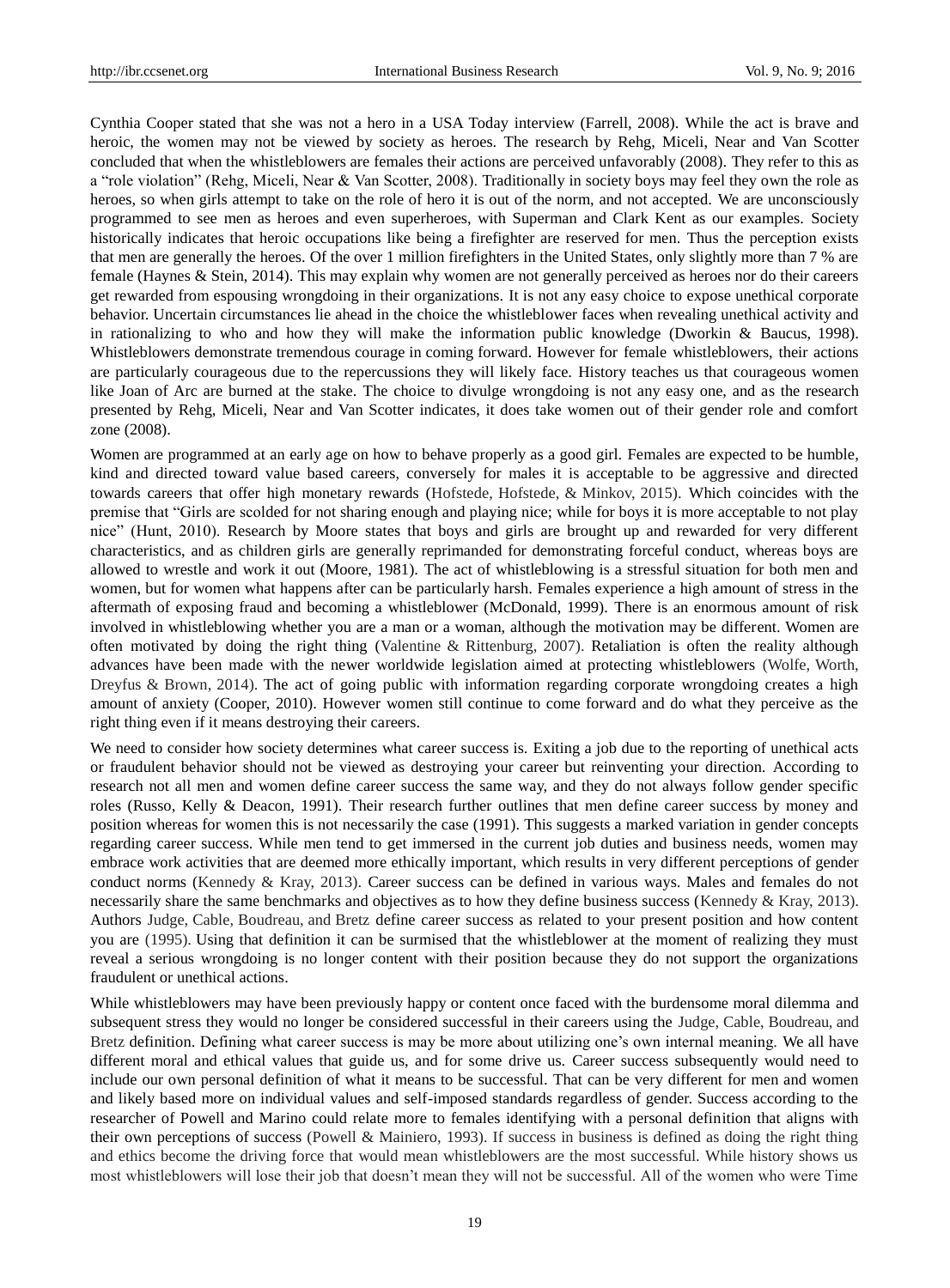Cynthia Cooper stated that she was not a hero in a USA Today interview (Farrell, 2008). While the act is brave and heroic, the women may not be viewed by society as heroes. The research by Rehg, Miceli, Near and Van Scotter concluded that when the whistleblowers are females their actions are perceived unfavorably (2008). They refer to this as a "role violation" (Rehg, Miceli, Near & Van Scotter, 2008). Traditionally in society boys may feel they own the role as heroes, so when girls attempt to take on the role of hero it is out of the norm, and not accepted. We are unconsciously programmed to see men as heroes and even superheroes, with Superman and Clark Kent as our examples. Society historically indicates that heroic occupations like being a firefighter are reserved for men. Thus the perception exists that men are generally the heroes. Of the over 1 million firefighters in the United States, only slightly more than 7 % are female (Haynes & Stein, 2014). This may explain why women are not generally perceived as heroes nor do their careers get rewarded from espousing wrongdoing in their organizations. It is not any easy choice to expose unethical corporate behavior. Uncertain circumstances lie ahead in the choice the whistleblower faces when revealing unethical activity and in rationalizing to who and how they will make the information public knowledge (Dworkin & Baucus, 1998). Whistleblowers demonstrate tremendous courage in coming forward. However for female whistleblowers, their actions are particularly courageous due to the repercussions they will likely face. History teaches us that courageous women like Joan of Arc are burned at the stake. The choice to divulge wrongdoing is not any easy one, and as the research presented by Rehg, Miceli, Near and Van Scotter indicates, it does take women out of their gender role and comfort zone (2008).

Women are programmed at an early age on how to behave properly as a good girl. Females are expected to be humble, kind and directed toward value based careers, conversely for males it is acceptable to be aggressive and directed towards careers that offer high monetary rewards (Hofstede, Hofstede, & Minkov, 2015). Which coincides with the premise that "Girls are scolded for not sharing enough and playing nice; while for boys it is more acceptable to not play nice" (Hunt, 2010). Research by Moore states that boys and girls are brought up and rewarded for very different characteristics, and as children girls are generally reprimanded for demonstrating forceful conduct, whereas boys are allowed to wrestle and work it out (Moore, 1981). The act of whistleblowing is a stressful situation for both men and women, but for women what happens after can be particularly harsh. Females experience a high amount of stress in the aftermath of exposing fraud and becoming a whistleblower (McDonald, 1999). There is an enormous amount of risk involved in whistleblowing whether you are a man or a woman, although the motivation may be different. Women are often motivated by doing the right thing (Valentine & Rittenburg, 2007). Retaliation is often the reality although advances have been made with the newer worldwide legislation aimed at protecting whistleblowers (Wolfe, Worth, Dreyfus & Brown, 2014). The act of going public with information regarding corporate wrongdoing creates a high amount of anxiety (Cooper, 2010). However women still continue to come forward and do what they perceive as the right thing even if it means destroying their careers.

We need to consider how society determines what career success is. Exiting a job due to the reporting of unethical acts or fraudulent behavior should not be viewed as destroying your career but reinventing your direction. According to research not all men and women define career success the same way, and they do not always follow gender specific roles (Russo, Kelly & Deacon, 1991). Their research further outlines that men define career success by money and position whereas for women this is not necessarily the case (1991). This suggests a marked variation in gender concepts regarding career success. While men tend to get immersed in the current job duties and business needs, women may embrace work activities that are deemed more ethically important, which results in very different perceptions of gender conduct norms (Kennedy & Kray, 2013). Career success can be defined in various ways. Males and females do not necessarily share the same benchmarks and objectives as to how they define business success (Kennedy & Kray, 2013). Authors Judge, Cable, Boudreau, and Bretz define career success as related to your present position and how content you are (1995). Using that definition it can be surmised that the whistleblower at the moment of realizing they must reveal a serious wrongdoing is no longer content with their position because they do not support the organizations fraudulent or unethical actions.

While whistleblowers may have been previously happy or content once faced with the burdensome moral dilemma and subsequent stress they would no longer be considered successful in their careers using the Judge, Cable, Boudreau, and Bretz definition. Defining what career success is may be more about utilizing one's own internal meaning. We all have different moral and ethical values that guide us, and for some drive us. Career success subsequently would need to include our own personal definition of what it means to be successful. That can be very different for men and women and likely based more on individual values and self-imposed standards regardless of gender. Success according to the researcher of Powell and Marino could relate more to females identifying with a personal definition that aligns with their own perceptions of success (Powell & Mainiero, 1993). If success in business is defined as doing the right thing and ethics become the driving force that would mean whistleblowers are the most successful. While history shows us most whistleblowers will lose their job that doesn't mean they will not be successful. All of the women who were Time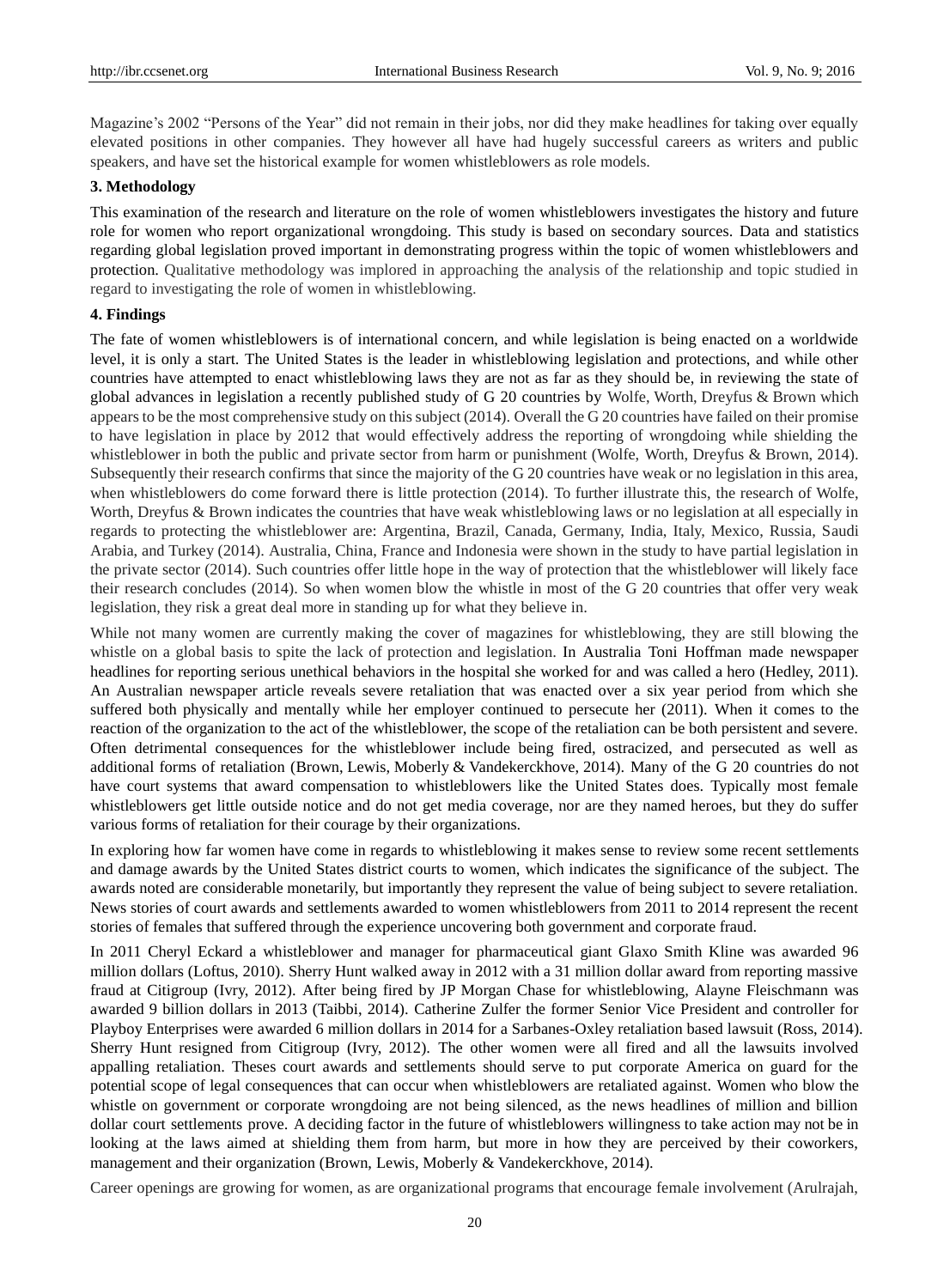Magazine's 2002 "Persons of the Year" did not remain in their jobs, nor did they make headlines for taking over equally elevated positions in other companies. They however all have had hugely successful careers as writers and public speakers, and have set the historical example for women whistleblowers as role models.

## 3. Methodology

This examination of the research and literature on the role of women whistleblowers investigates the history and future role for women who report organizational wrongdoing. This study is based on secondary sources. Data and statistics regarding global legislation proved important in demonstrating progress within the topic of women whistleblowers and protection. Qualitative methodology was implored in approaching the analysis of the relationship and topic studied in regard to investigating the role of women in whistleblowing.

## 4. Findings

The fate of women whistleblowers is of international concern, and while legislation is being enacted on a worldwide level, it is only a start. The United States is the leader in whistleblowing legislation and protections, and while other countries have attempted to enact whistleblowing laws they are not as far as they should be, in reviewing the state of global advances in legislation a recently published study of G 20 countries by Wolfe, Worth, Dreyfus & Brown which appears to be the most comprehensive study on this subject (2014). Overall the G 20 countries have failed on their promise to have legislation in place by 2012 that would effectively address the reporting of wrongdoing while shielding the whistleblower in both the public and private sector from harm or punishment (Wolfe, Worth, Dreyfus & Brown, 2014). Subsequently their research confirms that since the majority of the G 20 countries have weak or no legislation in this area, when whistleblowers do come forward there is little protection (2014). To further illustrate this, the research of Wolfe, Worth, Dreyfus & Brown indicates the countries that have weak whistleblowing laws or no legislation at all especially in regards to protecting the whistleblower are: Argentina, Brazil, Canada, Germany, India, Italy, Mexico, Russia, Saudi Arabia, and Turkey (2014). Australia, China, France and Indonesia were shown in the study to have partial legislation in the private sector (2014). Such countries offer little hope in the way of protection that the whistleblower will likely face their research concludes (2014). So when women blow the whistle in most of the G 20 countries that offer very weak legislation, they risk a great deal more in standing up for what they believe in.

While not many women are currently making the cover of magazines for whistleblowing, they are still blowing the whistle on a global basis to spite the lack of protection and legislation. In Australia Toni Hoffman made newspaper headlines for reporting serious unethical behaviors in the hospital she worked for and was called a hero (Hedley, 2011). An Australian newspaper article reveals severe retaliation that was enacted over a six year period from which she suffered both physically and mentally while her employer continued to persecute her (2011). When it comes to the reaction of the organization to the act of the whistleblower, the scope of the retaliation can be both persistent and severe. Often detrimental consequences for the whistleblower include being fired, ostracized, and persecuted as well as additional forms of retaliation (Brown, Lewis, Moberly & Vandekerckhove, 2014). Many of the G 20 countries do not have court systems that award compensation to whistleblowers like the United States does. Typically most female whistleblowers get little outside notice and do not get media coverage, nor are they named heroes, but they do suffer various forms of retaliation for their courage by their organizations.

In exploring how far women have come in regards to whistleblowing it makes sense to review some recent settlements and damage awards by the United States district courts to women, which indicates the significance of the subject. The awards noted are considerable monetarily, but importantly they represent the value of being subject to severe retaliation. News stories of court awards and settlements awarded to women whistleblowers from 2011 to 2014 represent the recent stories of females that suffered through the experience uncovering both government and corporate fraud.

In 2011 Cheryl Eckard a whistleblower and manager for pharmaceutical giant Glaxo Smith Kline was awarded 96 million dollars (Loftus, 2010). Sherry Hunt walked away in 2012 with a 31 million dollar award from reporting massive fraud at Citigroup (Ivry, 2012). After being fired by JP Morgan Chase for whistleblowing, Alayne Fleischmann was awarded 9 billion dollars in 2013 (Taibbi, 2014). Catherine Zulfer the former Senior Vice President and controller for Playboy Enterprises were awarded 6 million dollars in 2014 for a Sarbanes-Oxley retaliation based lawsuit (Ross, 2014). Sherry Hunt resigned from Citigroup (Ivry, 2012). The other women were all fired and all the lawsuits involved appalling retaliation. Theses court awards and settlements should serve to put corporate America on guard for the potential scope of legal consequences that can occur when whistleblowers are retaliated against. Women who blow the whistle on government or corporate wrongdoing are not being silenced, as the news headlines of million and billion dollar court settlements prove. A deciding factor in the future of whistleblowers willingness to take action may not be in looking at the laws aimed at shielding them from harm, but more in how they are perceived by their coworkers, management and their organization (Brown, Lewis, Moberly & Vandekerckhove, 2014).

Career openings are growing for women, as are organizational programs that encourage female involvement (Arulrajah,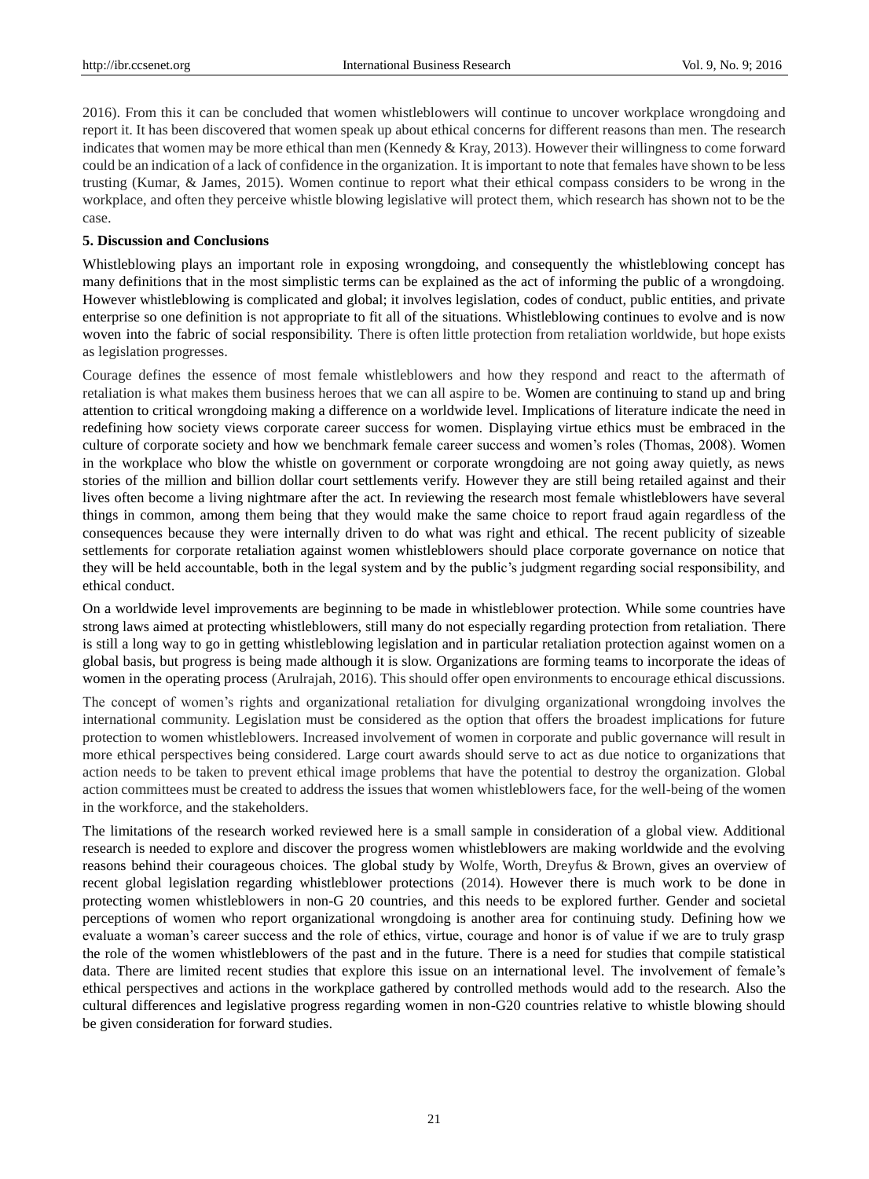2016). From this it can be concluded that women whistleblowers will continue to uncover workplace wrongdoing and report it. It has been discovered that women speak up about ethical concerns for different reasons than men. The research indicates that women may be more ethical than men (Kennedy & Kray, 2013). However their willingness to come forward could be an indication of a lack of confidence in the organization. It is important to note that females have shown to be less trusting (Kumar, & James, 2015). Women continue to report what their ethical compass considers to be wrong in the workplace, and often they perceive whistle blowing legislative will protect them, which research has shown not to be the case.

## 5. Discussion and Conclusions

Whistleblowing plays an important role in exposing wrongdoing, and consequently the whistleblowing concept has many definitions that in the most simplistic terms can be explained as the act of informing the public of a wrongdoing. However whistleblowing is complicated and global; it involves legislation, codes of conduct, public entities, and private enterprise so one definition is not appropriate to fit all of the situations. Whistleblowing continues to evolve and is now woven into the fabric of social responsibility. There is often little protection from retaliation worldwide, but hope exists as legislation progresses.

Courage defines the essence of most female whistleblowers and how they respond and react to the aftermath of retaliation is what makes them business heroes that we can all aspire to be. Women are continuing to stand up and bring attention to critical wrongdoing making a difference on a worldwide level. Implications of literature indicate the need in redefining how society views corporate career success for women. Displaying virtue ethics must be embraced in the culture of corporate society and how we benchmark female career success and women's roles (Thomas, 2008). Women in the workplace who blow the whistle on government or corporate wrongdoing are not going away quietly, as news stories of the million and billion dollar court settlements verify. However they are still being retailed against and their lives often become a living nightmare after the act. In reviewing the research most female whistleblowers have several things in common, among them being that they would make the same choice to report fraud again regardless of the consequences because they were internally driven to do what was right and ethical. The recent publicity of sizeable settlements for corporate retaliation against women whistleblowers should place corporate governance on notice that they will be held accountable, both in the legal system and by the public's judgment regarding social responsibility, and ethical conduct.

On a worldwide level improvements are beginning to be made in whistleblower protection. While some countries have strong laws aimed at protecting whistleblowers, still many do not especially regarding protection from retaliation. There is still a long way to go in getting whistleblowing legislation and in particular retaliation protection against women on a global basis, but progress is being made although it is slow. Organizations are forming teams to incorporate the ideas of women in the operating process (Arulrajah, 2016). This should offer open environments to encourage ethical discussions.

The concept of women's rights and organizational retaliation for divulging organizational wrongdoing involves the international community. Legislation must be considered as the option that offers the broadest implications for future protection to women whistleblowers. Increased involvement of women in corporate and public governance will result in more ethical perspectives being considered. Large court awards should serve to act as due notice to organizations that action needs to be taken to prevent ethical image problems that have the potential to destroy the organization. Global action committees must be created to address the issues that women whistleblowers face, for the well-being of the women in the workforce, and the stakeholders.

The limitations of the research worked reviewed here is a small sample in consideration of a global view. Additional research is needed to explore and discover the progress women whistleblowers are making worldwide and the evolving reasons behind their courageous choices. The global study by Wolfe, Worth, Dreyfus & Brown, gives an overview of recent global legislation regarding whistleblower protections (2014). However there is much work to be done in protecting women whistleblowers in non-G 20 countries, and this needs to be explored further. Gender and societal perceptions of women who report organizational wrongdoing is another area for continuing study. Defining how we evaluate a woman's career success and the role of ethics, virtue, courage and honor is of value if we are to truly grasp the role of the women whistleblowers of the past and in the future. There is a need for studies that compile statistical data. There are limited recent studies that explore this issue on an international level. The involvement of female's ethical perspectives and actions in the workplace gathered by controlled methods would add to the research. Also the cultural differences and legislative progress regarding women in non-G20 countries relative to whistle blowing should be given consideration for forward studies.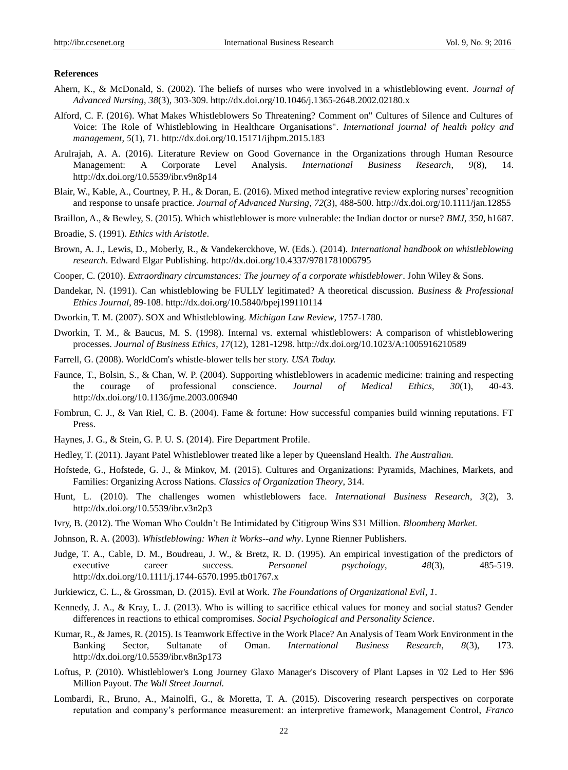**References**

Ahern, K., & McDonald, S. (2002). The beliefs of nurses who were involved in a whistleblowing event. *Journal of Advanced Nursing*, *38*(3), 303-309. http://dx.doi.org/10.1046/j.1365-2648.2002.02180.x

Alford, C. F. (2016). What Makes Whistleblowers So Threatening? Comment on" Cultures of Silence and Cultures of Voice: The Role of Whistleblowing in Healthcare Organisations". *International journal of health policy and management*, *5*(1), 71. http://dx.doi.org/10.15171/ijhpm.2015.183

Arulrajah, A. A. (2016). Literature Review on Good Governance in the Organizations through Human Resource Management: A Corporate Level Analysis. *International Business Research*, *9*(8), 14. http://dx.doi.org/10.5539/ibr.v9n8p14

Blair, W., Kable, A., Courtney, P. H., & Doran, E. (2016). Mixed method integrative review exploring nurses' recognition and response to unsafe practice. *Journal of Advanced Nursing*, *72*(3), 488-500. http://dx.doi.org/10.1111/jan.12855

Braillon, A., & Bewley, S. (2015). Which whistleblower is more vulnerable: the Indian doctor or nurse? *BMJ*, *350*, h1687.

Broadie, S. (1991). *Ethics with Aristotle*.

Brown, A. J., Lewis, D., Moberly, R., & Vandekerckhove, W. (Eds.). (2014). *International handbook on whistleblowing research*. Edward Elgar Publishing. http://dx.doi.org/10.4337/9781781006795

Cooper, C. (2010). *Extraordinary circumstances: The journey of a corporate whistleblower*. John Wiley & Sons.

Dandekar, N. (1991). Can whistleblowing be FULLY legitimated? A theoretical discussion. *Business & Professional Ethics Journal*, 89-108. http://dx.doi.org/10.5840/bpej199110114

Dworkin, T. M. (2007). SOX and Whistleblowing. *Michigan Law Review*, 1757-1780.

Dworkin, T. M., & Baucus, M. S. (1998). Internal vs. external whistleblowers: A comparison of whistleblowering processes. *Journal of Business Ethics*, *17*(12), 1281-1298. http://dx.doi.org/10.1023/A:1005916210589

Farrell, G. (2008). WorldCom's whistle-blower tells her story. *USA Today.*

Faunce, T., Bolsin, S., & Chan, W. P. (2004). Supporting whistleblowers in academic medicine: training and respecting the courage of professional conscience. *Journal of Medical Ethics*, *30*(1), 40-43. http://dx.doi.org/10.1136/jme.2003.006940

Fombrun, C. J., & Van Riel, C. B. (2004). Fame & fortune: How successful companies build winning reputations. FT Press.

Haynes, J. G., & Stein, G. P. U. S. (2014). Fire Department Profile.

Hedley, T. (2011). Jayant Patel Whistleblower treated like a leper by Queensland Health. *The Australian.*

Hofstede, G., Hofstede, G. J., & Minkov, M. (2015). Cultures and Organizations: Pyramids, Machines, Markets, and Families: Organizing Across Nations. *Classics of Organization Theory*, 314.

Hunt, L. (2010). The challenges women whistleblowers face. *International Business Research*, *3*(2), 3. http://dx.doi.org/10.5539/ibr.v3n2p3

Ivry, B. (2012). The Woman Who Couldn't Be Intimidated by Citigroup Wins $31 Million. *Bloomberg Market.*

Johnson, R. A. (2003). *Whistleblowing: When it Works--and why*. Lynne Rienner Publishers.

Judge, T. A., Cable, D. M., Boudreau, J. W., & Bretz, R. D. (1995). An empirical investigation of the predictors of executive career success. *Personnel psychology*, *48*(3), 485-519. http://dx.doi.org/10.1111/j.1744-6570.1995.tb01767.x

Jurkiewicz, C. L., & Grossman, D. (2015). Evil at Work. *The Foundations of Organizational Evil*, *1*.

Kennedy, J. A., & Kray, L. J. (2013). Who is willing to sacrifice ethical values for money and social status? Gender differences in reactions to ethical compromises. *Social Psychological and Personality Science*.

Kumar, R., & James, R. (2015). Is Teamwork Effective in the Work Place? An Analysis of Team Work Environment in the Banking Sector, Sultanate of Oman. *International Business Research*, *8*(3), 173. http://dx.doi.org/10.5539/ibr.v8n3p173

Loftus, P. (2010). Whistleblower's Long Journey Glaxo Manager's Discovery of Plant Lapses in '02 Led to Her $96 Million Payout. *The Wall Street Journal.*

Lombardi, R., Bruno, A., Mainolfi, G., & Moretta, T. A. (2015). Discovering research perspectives on corporate reputation and company's performance measurement: an interpretive framework, Management Control, *Franco*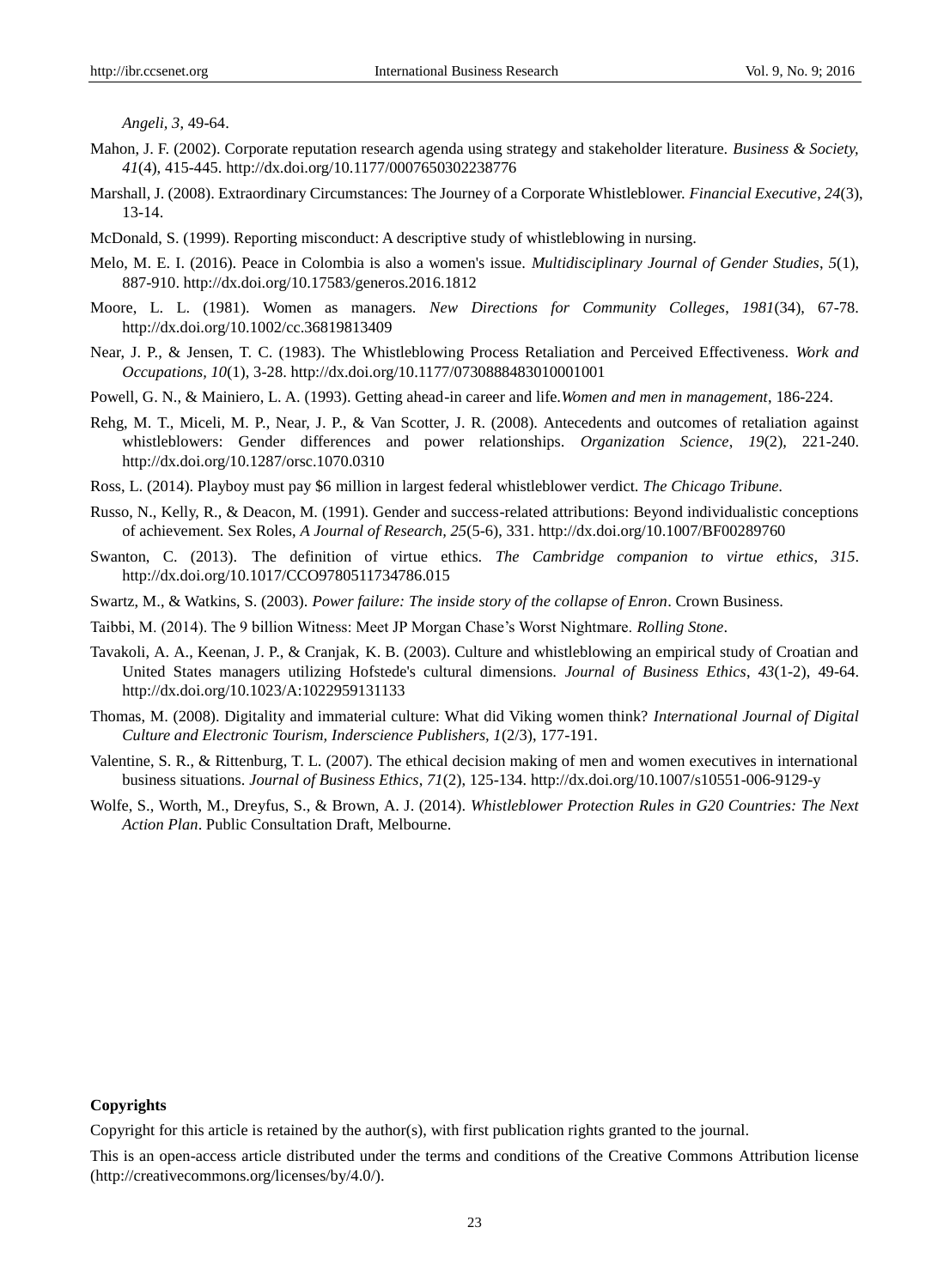*Angeli, 3*, 49-64.

Mahon, J. F. (2002). Corporate reputation research agenda using strategy and stakeholder literature. *Business & Society, 41*(4), 415-445. http://dx.doi.org/10.1177/0007650302238776

Marshall, J. (2008). Extraordinary Circumstances: The Journey of a Corporate Whistleblower. *Financial Executive*, *24*(3), 13-14.

McDonald, S. (1999). Reporting misconduct: A descriptive study of whistleblowing in nursing.

Melo, M. E. I. (2016). Peace in Colombia is also a women's issue. *Multidisciplinary Journal of Gender Studies*, *5*(1), 887-910. http://dx.doi.org/10.17583/generos.2016.1812

Moore, L. L. (1981). Women as managers. *New Directions for Community Colleges*, *1981*(34), 67-78. http://dx.doi.org/10.1002/cc.36819813409

Near, J. P., & Jensen, T. C. (1983). The Whistleblowing Process Retaliation and Perceived Effectiveness. *Work and Occupations, 10*(1), 3-28. http://dx.doi.org/10.1177/0730888483010001001

Powell, G. N., & Mainiero, L. A. (1993). Getting ahead-in career and life.*Women and men in management*, 186-224.

Rehg, M. T., Miceli, M. P., Near, J. P., & Van Scotter, J. R. (2008). Antecedents and outcomes of retaliation against whistleblowers: Gender differences and power relationships. *Organization Science*, *19*(2), 221-240. http://dx.doi.org/10.1287/orsc.1070.0310

Ross, L. (2014). Playboy must pay $6 million in largest federal whistleblower verdict. *The Chicago Tribune*.

Russo, N., Kelly, R., & Deacon, M. (1991). Gender and success-related attributions: Beyond individualistic conceptions of achievement. Sex Roles, *A Journal of Research, 25*(5-6), 331. http://dx.doi.org/10.1007/BF00289760

Swanton, C. (2013). The definition of virtue ethics. *The Cambridge companion to virtue ethics*, *315*. http://dx.doi.org/10.1017/CCO9780511734786.015

Swartz, M., & Watkins, S. (2003). *Power failure: The inside story of the collapse of Enron*. Crown Business.

Taibbi, M. (2014). The 9 billion Witness: Meet JP Morgan Chase's Worst Nightmare. *Rolling Stone*.

Tavakoli, A. A., Keenan, J. P., & Cranjak, K. B. (2003). Culture and whistleblowing an empirical study of Croatian and United States managers utilizing Hofstede's cultural dimensions. *Journal of Business Ethics*, *43*(1-2), 49-64. http://dx.doi.org/10.1023/A:1022959131133

Thomas, M. (2008). Digitality and immaterial culture: What did Viking women think? *International Journal of Digital Culture and Electronic Tourism, Inderscience Publishers, 1*(2/3), 177-191.

Valentine, S. R., & Rittenburg, T. L. (2007). The ethical decision making of men and women executives in international business situations. *Journal of Business Ethics*, *71*(2), 125-134. http://dx.doi.org/10.1007/s10551-006-9129-y

Wolfe, S., Worth, M., Dreyfus, S., & Brown, A. J. (2014). *Whistleblower Protection Rules in G20 Countries: The Next Action Plan*. Public Consultation Draft, Melbourne.

**Copyrights**

Copyright for this article is retained by the author(s), with first publication rights granted to the journal.

This is an open-access article distributed under the terms and conditions of the Creative Commons Attribution license (http://creativecommons.org/licenses/by/4.0/).